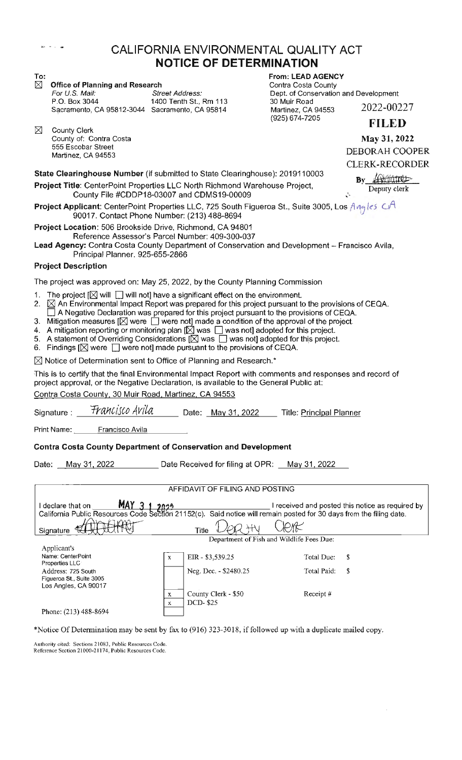# CALIFORNIA ENVIRONMENTAL QUALITY ACT
## NOTICE OF DETERMINATION

**To:**

☒ **Office of Planning and Research**
*For U.S. Mail:* P.O. Box 3044, Sacramento, CA 95812-3044
*Street Address:* 1400 Tenth St., Rm 113, Sacramento, CA 95814

☒ County Clerk
County of: Contra Costa
555 Escobar Street
Martinez, CA 94553

**From: LEAD AGENCY**
Contra Costa County
Dept. of Conservation and Development
30 Muir Road
Martinez, CA 94553
(925) 674-7205

2022-00227
**FILED**
**May 31, 2022**
DEBORAH COOPER
CLERK-RECORDER
By [signature]
Deputy clerk

**State Clearinghouse Number** (if submitted to State Clearinghouse): 2019110003

**Project Title**: CenterPoint Properties LLC North Richmond Warehouse Project, County File #CDDP18-03007 and CDMS19-00009

**Project Applicant**: CenterPoint Properties LLC, 725 South Figueroa St., Suite 3005, Los Angles CA 90017. Contact Phone Number: (213) 488-8694

**Project Location**: 506 Brookside Drive, Richmond, CA 94801
Reference Assessor's Parcel Number: 409-300-037

**Lead Agency:** Contra Costa County Department of Conservation and Development – Francisco Avila, Principal Planner. 925-655-2866

**Project Description**

The project was approved on: May 25, 2022, by the County Planning Commission

1. The project [☒ will ☐ will not] have a significant effect on the environment.
2. ☒ An Environmental Impact Report was prepared for this project pursuant to the provisions of CEQA.
   ☐ A Negative Declaration was prepared for this project pursuant to the provisions of CEQA.
3. Mitigation measures [☒ were ☐ were not] made a condition of the approval of the project.
4. A mitigation reporting or monitoring plan [☒ was ☐ was not] adopted for this project.
5. A statement of Overriding Considerations [☒ was ☐ was not] adopted for this project.
6. Findings [☒ were ☐ were not] made pursuant to the provisions of CEQA.

☒ Notice of Determination sent to Office of Planning and Research.*

This is to certify that the final Environmental Impact Report with comments and responses and record of project approval, or the Negative Declaration, is available to the General Public at:

Contra Costa County, 30 Muir Road, Martinez, CA 94553

Signature : *Francisco Avila* Date: May 31, 2022 Title: Principal Planner

Print Name: Francisco Avila

**Contra Costa County Department of Conservation and Development**

Date: May 31, 2022 Date Received for filing at OPR: May 31, 2022

---

AFFIDAVIT OF FILING AND POSTING

I declare that on MAY 3 1 2022 I received and posted this notice as required by California Public Resources Code Section 21152(c). Said notice will remain posted for 30 days from the filing date.

Signature [signature] Title Deputy Clerk

Department of Fish and Wildlife Fees Due:

| Applicant's | | | | |
|---|---|---|---|---|
| Name: CenterPoint Properties LLC | x | EIR - $3,539.25 | Total Due: | $ |
| Address: 725 South Figueroa St., Suite 3005 Los Angles, CA 90017 | | Neg. Dec. - $2480.25 | Total Paid: | $ |
| | x | County Clerk - $50 | Receipt # | |
| | x | DCD- $25 | | |
| Phone: (213) 488-8694 | | | | |

*Notice Of Determination may be sent by fax to (916) 323-3018, if followed up with a duplicate mailed copy.

Authority cited: Sections 21083, Public Resources Code.
Reference Section 21000-21174, Public Resources Code.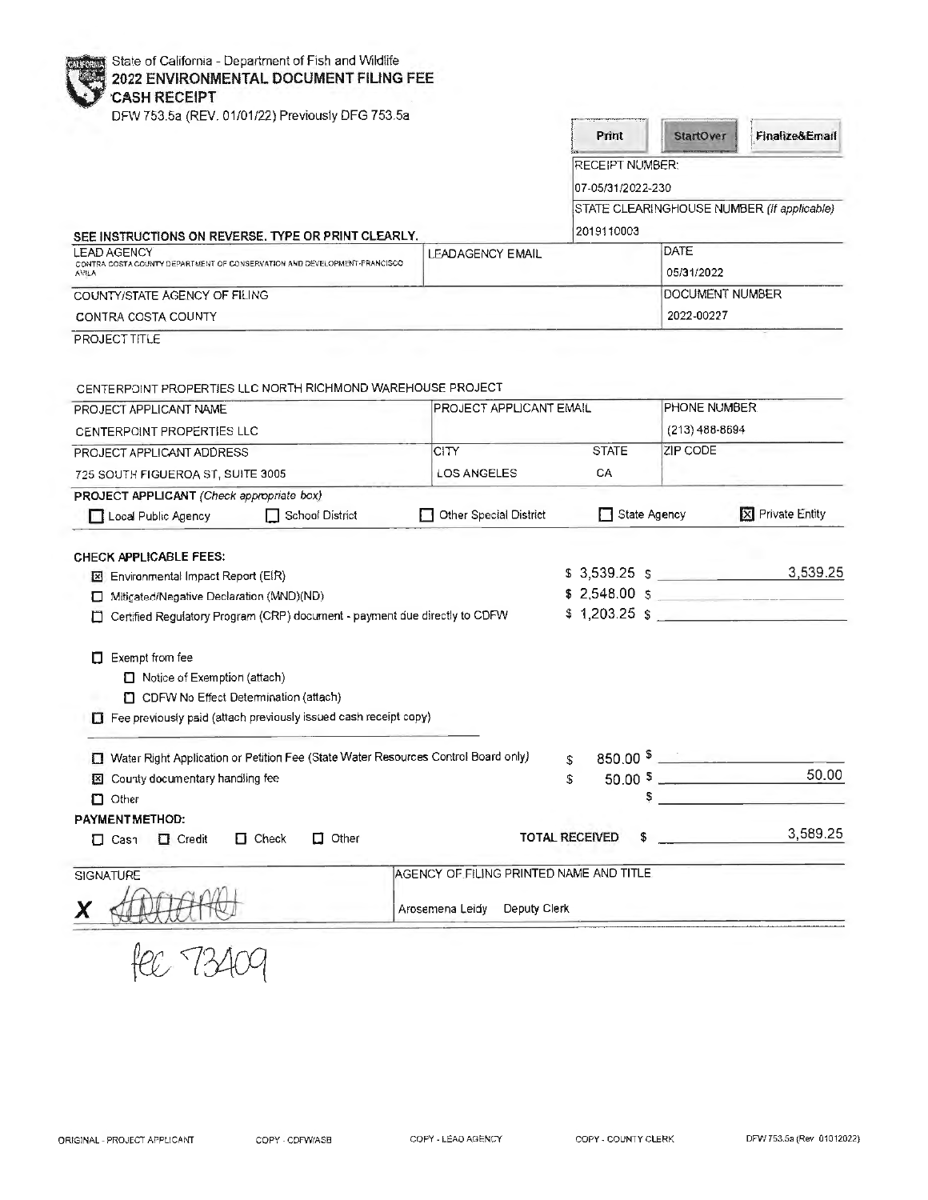State of California - Department of Fish and Wildlife

# 2022 ENVIRONMENTAL DOCUMENT FILING FEE CASH RECEIPT

DFW 753.5a (REV. 01/01/22) Previously DFG 753.5a

Print | StartOver | Finalize&Email

RECEIPT NUMBER: 07-05/31/2022-230

STATE CLEARINGHOUSE NUMBER (if applicable): 2019110003

SEE INSTRUCTIONS ON REVERSE. TYPE OR PRINT CLEARLY.

| LEAD AGENCY | LEADAGENCY EMAIL | DATE |
|---|---|---|
| CONTRA COSTA COUNTY DEPARTMENT OF CONSERVATION AND DEVELOPMENT-FRANCISCO AVILA | | 05/31/2022 |

| COUNTY/STATE AGENCY OF FILING | DOCUMENT NUMBER |
|---|---|
| CONTRA COSTA COUNTY | 2022-00227 |

PROJECT TITLE

CENTERPOINT PROPERTIES LLC NORTH RICHMOND WAREHOUSE PROJECT

| PROJECT APPLICANT NAME | PROJECT APPLICANT EMAIL | | PHONE NUMBER |
|---|---|---|---|
| CENTERPOINT PROPERTIES LLC | | | (213) 488-8694 |
| PROJECT APPLICANT ADDRESS | CITY | STATE | ZIP CODE |
| 725 SOUTH FIGUEROA ST, SUITE 3005 | LOS ANGELES | CA | |

**PROJECT APPLICANT** *(Check appropriate box)*

☐ Local Public Agency ☐ School District ☐ Other Special District ☐ State Agency ☒ Private Entity

**CHECK APPLICABLE FEES:**

| | Fee | Amount |
|---|---|---|
| ☒ Environmental Impact Report (EIR) | $ 3,539.25 | $ 3,539.25 |
| ☐ Mitigated/Negative Declaration (MND)(ND) | $ 2,548.00 | $ |
| ☐ Certified Regulatory Program (CRP) document - payment due directly to CDFW | $ 1,203.25 | $ |

☐ Exempt from fee
- ☐ Notice of Exemption (attach)
- ☐ CDFW No Effect Determination (attach)

☐ Fee previously paid (attach previously issued cash receipt copy)

| | Fee | Amount |
|---|---|---|
| ☐ Water Right Application or Petition Fee (State Water Resources Control Board only) | $ 850.00 | $ |
| ☒ County documentary handling fee | $ 50.00 | $ 50.00 |
| ☐ Other | | $ |

**PAYMENT METHOD:**

☐ Cash ☐ Credit ☐ Check ☐ Other

TOTAL RECEIVED $ 3,589.25

| SIGNATURE | AGENCY OF FILING PRINTED NAME AND TITLE |
|---|---|
| X [signature] | Arosemena Leidy Deputy Clerk |

fee 73409

ORIGINAL - PROJECT APPLICANT | COPY - CDFW/ASB | COPY - LEAD AGENCY | COPY - COUNTY CLERK | DFW 753.5a (Rev 01012022)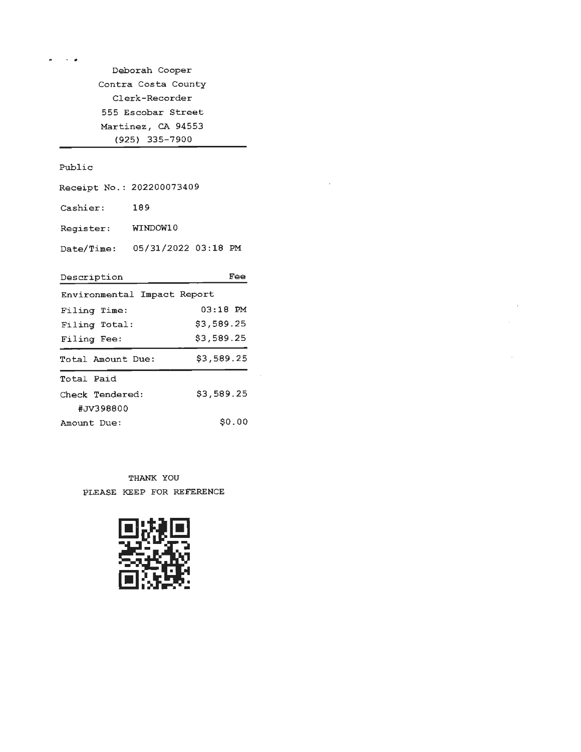Deborah Cooper
Contra Costa County
Clerk-Recorder
555 Escobar Street
Martinez, CA 94553
(925) 335-7900

---

Public

Receipt No.: 202200073409

Cashier: 189

Register: WINDOW10

Date/Time: 05/31/2022 03:18 PM

| Description | Fee |
| --- | --- |
| Environmental Impact Report | |
| Filing Time: | 03:18 PM |
| Filing Total: | $3,589.25 |
| Filing Fee: | $3,589.25 |
| Total Amount Due: | $3,589.25 |
| Total Paid | |
| Check Tendered: #JV398800 | $3,589.25 |
| Amount Due: | $0.00 |

THANK YOU
PLEASE KEEP FOR REFERENCE